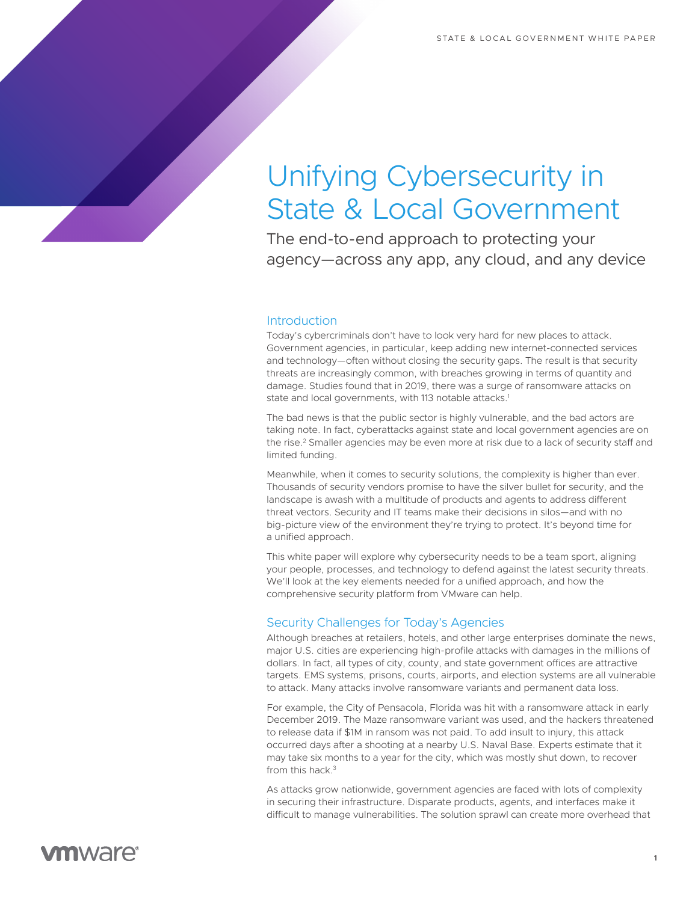# Unifying Cybersecurity in State & Local Government

The end-to-end approach to protecting your agency—across any app, any cloud, and any device

## Introduction

Today's cybercriminals don't have to look very hard for new places to attack. Government agencies, in particular, keep adding new internet-connected services and technology—often without closing the security gaps. The result is that security threats are increasingly common, with breaches growing in terms of quantity and damage. Studies found that in 2019, there was a surge of ransomware attacks on state and local governments, with 113 notable attacks.[1]

The bad news is that the public sector is highly vulnerable, and the bad actors are taking note. In fact, cyberattacks against state and local government agencies are on the rise.[2] Smaller agencies may be even more at risk due to a lack of security staff and limited funding.

Meanwhile, when it comes to security solutions, the complexity is higher than ever. Thousands of security vendors promise to have the silver bullet for security, and the landscape is awash with a multitude of products and agents to address different threat vectors. Security and IT teams make their decisions in silos—and with no big-picture view of the environment they're trying to protect. It's beyond time for a unified approach.

This white paper will explore why cybersecurity needs to be a team sport, aligning your people, processes, and technology to defend against the latest security threats. We'll look at the key elements needed for a unified approach, and how the comprehensive security platform from VMware can help.

## Security Challenges for Today's Agencies

Although breaches at retailers, hotels, and other large enterprises dominate the news, major U.S. cities are experiencing high-profile attacks with damages in the millions of dollars. In fact, all types of city, county, and state government offices are attractive targets. EMS systems, prisons, courts, airports, and election systems are all vulnerable to attack. Many attacks involve ransomware variants and permanent data loss.

For example, the City of Pensacola, Florida was hit with a ransomware attack in early December 2019. The Maze ransomware variant was used, and the hackers threatened to release data if $1M in ransom was not paid. To add insult to injury, this attack occurred days after a shooting at a nearby U.S. Naval Base. Experts estimate that it may take six months to a year for the city, which was mostly shut down, to recover from this hack.[3]

As attacks grow nationwide, government agencies are faced with lots of complexity in securing their infrastructure. Disparate products, agents, and interfaces make it difficult to manage vulnerabilities. The solution sprawl can create more overhead that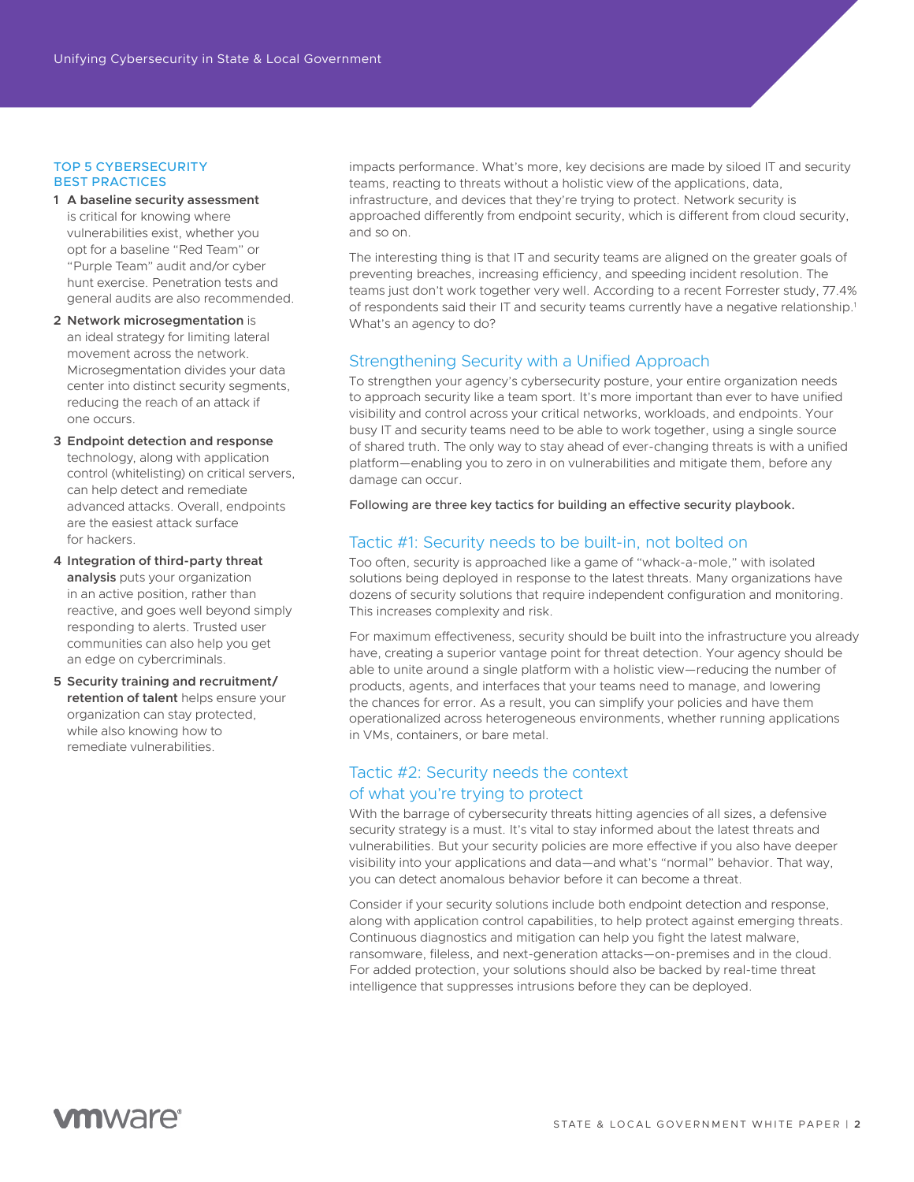## TOP 5 CYBERSECURITY BEST PRACTICES

1. **A baseline security assessment** is critical for knowing where vulnerabilities exist, whether you opt for a baseline "Red Team" or "Purple Team" audit and/or cyber hunt exercise. Penetration tests and general audits are also recommended.
2. **Network microsegmentation** is an ideal strategy for limiting lateral movement across the network. Microsegmentation divides your data center into distinct security segments, reducing the reach of an attack if one occurs.
3. **Endpoint detection and response** technology, along with application control (whitelisting) on critical servers, can help detect and remediate advanced attacks. Overall, endpoints are the easiest attack surface for hackers.
4. **Integration of third-party threat analysis** puts your organization in an active position, rather than reactive, and goes well beyond simply responding to alerts. Trusted user communities can also help you get an edge on cybercriminals.
5. **Security training and recruitment/ retention of talent** helps ensure your organization can stay protected, while also knowing how to remediate vulnerabilities.

impacts performance. What's more, key decisions are made by siloed IT and security teams, reacting to threats without a holistic view of the applications, data, infrastructure, and devices that they're trying to protect. Network security is approached differently from endpoint security, which is different from cloud security, and so on.

The interesting thing is that IT and security teams are aligned on the greater goals of preventing breaches, increasing efficiency, and speeding incident resolution. The teams just don't work together very well. According to a recent Forrester study, 77.4% of respondents said their IT and security teams currently have a negative relationship.[1] What's an agency to do?

## Strengthening Security with a Unified Approach

To strengthen your agency's cybersecurity posture, your entire organization needs to approach security like a team sport. It's more important than ever to have unified visibility and control across your critical networks, workloads, and endpoints. Your busy IT and security teams need to be able to work together, using a single source of shared truth. The only way to stay ahead of ever-changing threats is with a unified platform—enabling you to zero in on vulnerabilities and mitigate them, before any damage can occur.

Following are three key tactics for building an effective security playbook.

## Tactic #1: Security needs to be built-in, not bolted on

Too often, security is approached like a game of "whack-a-mole," with isolated solutions being deployed in response to the latest threats. Many organizations have dozens of security solutions that require independent configuration and monitoring. This increases complexity and risk.

For maximum effectiveness, security should be built into the infrastructure you already have, creating a superior vantage point for threat detection. Your agency should be able to unite around a single platform with a holistic view—reducing the number of products, agents, and interfaces that your teams need to manage, and lowering the chances for error. As a result, you can simplify your policies and have them operationalized across heterogeneous environments, whether running applications in VMs, containers, or bare metal.

## Tactic #2: Security needs the context of what you're trying to protect

With the barrage of cybersecurity threats hitting agencies of all sizes, a defensive security strategy is a must. It's vital to stay informed about the latest threats and vulnerabilities. But your security policies are more effective if you also have deeper visibility into your applications and data—and what's "normal" behavior. That way, you can detect anomalous behavior before it can become a threat.

Consider if your security solutions include both endpoint detection and response, along with application control capabilities, to help protect against emerging threats. Continuous diagnostics and mitigation can help you fight the latest malware, ransomware, fileless, and next-generation attacks—on-premises and in the cloud. For added protection, your solutions should also be backed by real-time threat intelligence that suppresses intrusions before they can be deployed.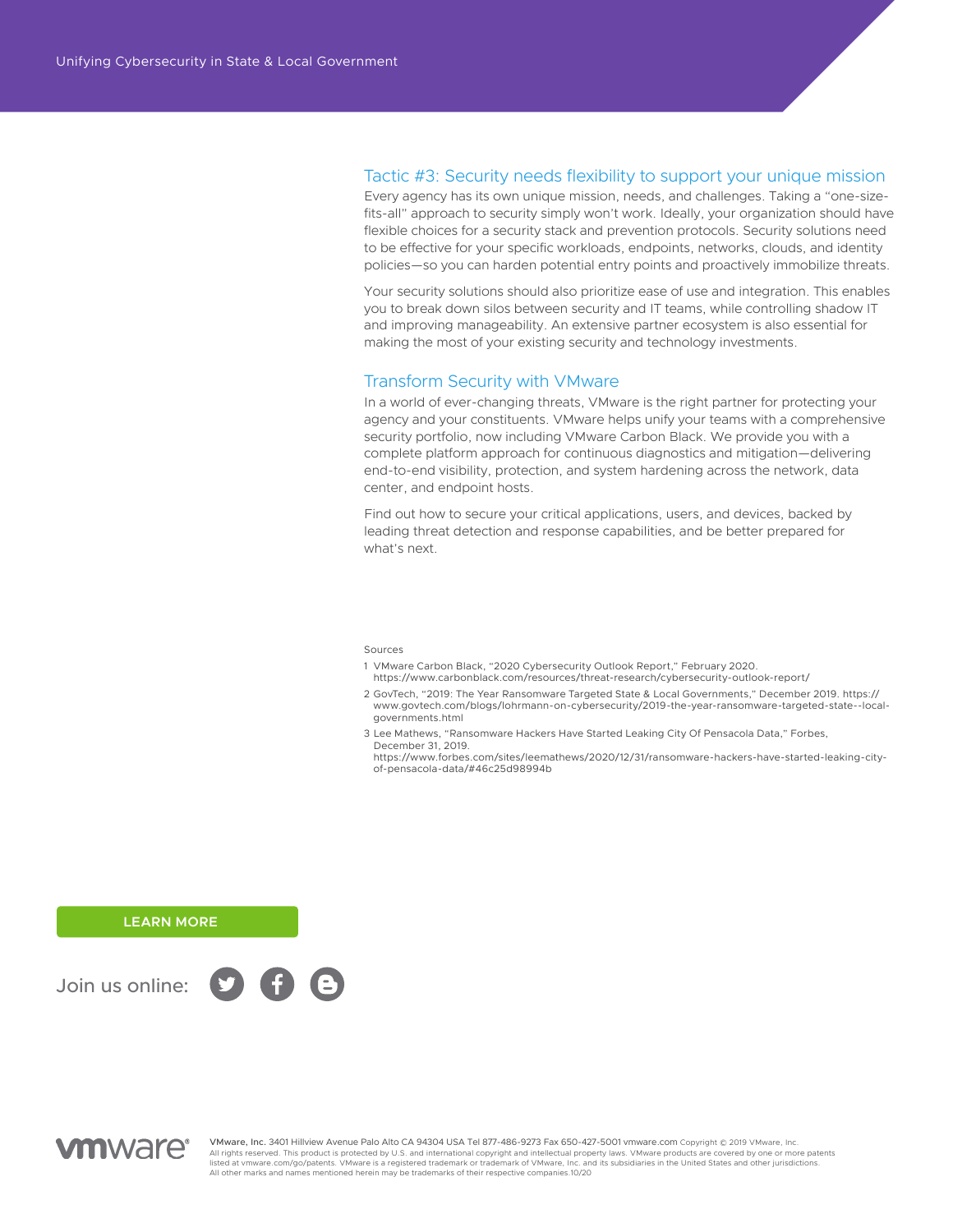## Tactic #3: Security needs flexibility to support your unique mission

Every agency has its own unique mission, needs, and challenges. Taking a "one-size-fits-all" approach to security simply won't work. Ideally, your organization should have flexible choices for a security stack and prevention protocols. Security solutions need to be effective for your specific workloads, endpoints, networks, clouds, and identity policies—so you can harden potential entry points and proactively immobilize threats.

Your security solutions should also prioritize ease of use and integration. This enables you to break down silos between security and IT teams, while controlling shadow IT and improving manageability. An extensive partner ecosystem is also essential for making the most of your existing security and technology investments.

## Transform Security with VMware

In a world of ever-changing threats, VMware is the right partner for protecting your agency and your constituents. VMware helps unify your teams with a comprehensive security portfolio, now including VMware Carbon Black. We provide you with a complete platform approach for continuous diagnostics and mitigation—delivering end-to-end visibility, protection, and system hardening across the network, data center, and endpoint hosts.

Find out how to secure your critical applications, users, and devices, backed by leading threat detection and response capabilities, and be better prepared for what's next.

Sources

1 VMware Carbon Black, "2020 Cybersecurity Outlook Report," February 2020. https://www.carbonblack.com/resources/threat-research/cybersecurity-outlook-report/

2 GovTech, "2019: The Year Ransomware Targeted State & Local Governments," December 2019. https://www.govtech.com/blogs/lohrmann-on-cybersecurity/2019-the-year-ransomware-targeted-state--local-governments.html

3 Lee Mathews, "Ransomware Hackers Have Started Leaking City Of Pensacola Data," Forbes, December 31, 2019. https://www.forbes.com/sites/leemathews/2020/12/31/ransomware-hackers-have-started-leaking-city-of-pensacola-data/#46c25d98994b

**LEARN MORE**

Join us online:

VMware, Inc. 3401 Hillview Avenue Palo Alto CA 94304 USA Tel 877-486-9273 Fax 650-427-5001 vmware.com Copyright © 2019 VMware, Inc. All rights reserved. This product is protected by U.S. and international copyright and intellectual property laws. VMware products are covered by one or more patents listed at vmware.com/go/patents. VMware is a registered trademark or trademark of VMware, Inc. and its subsidiaries in the United States and other jurisdictions. All other marks and names mentioned herein may be trademarks of their respective companies.10/20